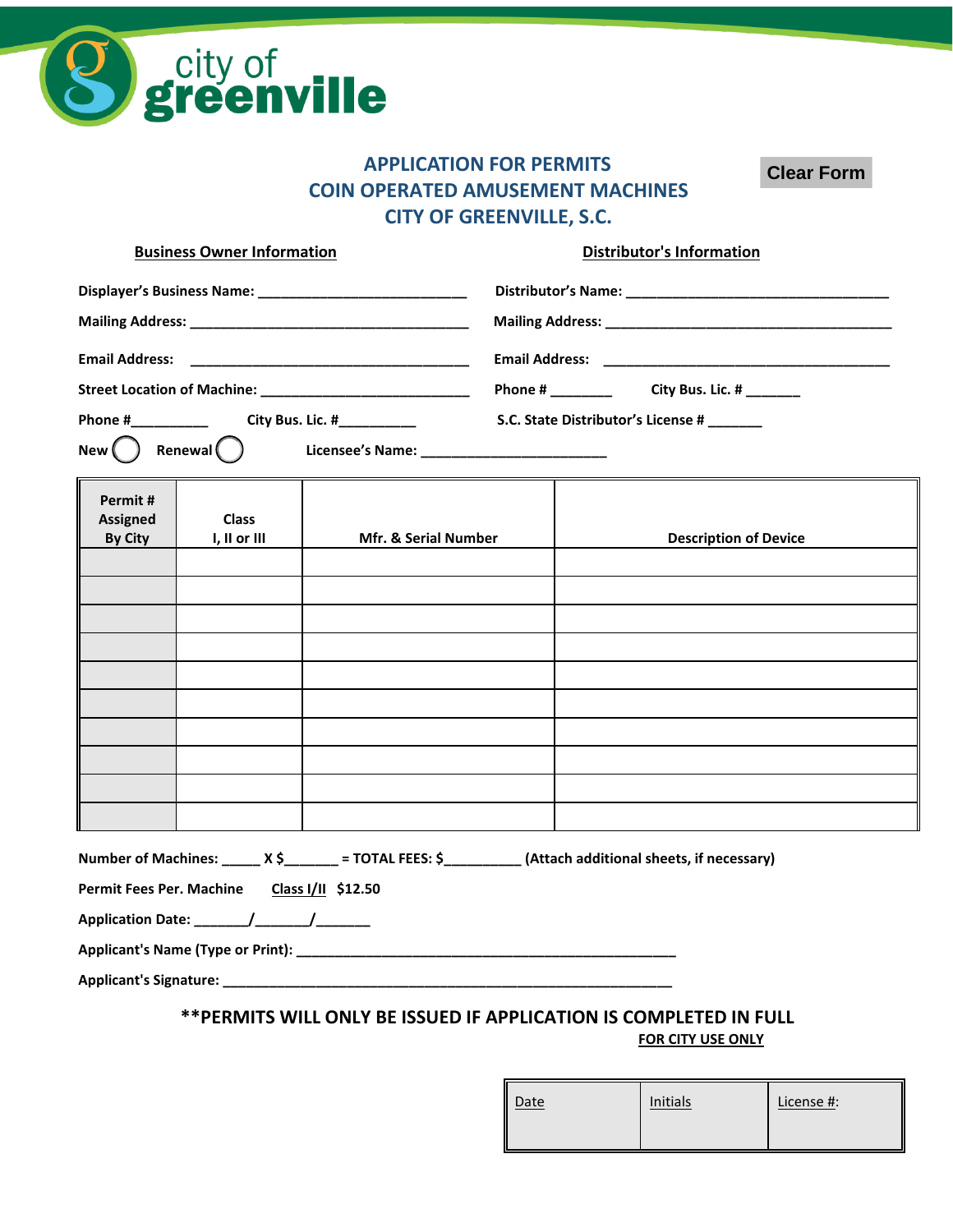city of greenville

# APPLICATION FOR PERMITS
# COIN OPERATED AMUSEMENT MACHINES
# CITY OF GREENVILLE, S.C.

Clear Form

**Business Owner Information**

**Displayer's Business Name:** ___________________________

**Mailing Address:** ____________________________________

**Email Address:** ____________________________________

**Street Location of Machine:** ___________________________

**Phone #**__________ **City Bus. Lic. #**__________

**New** ◯ **Renewal** ◯ **Licensee's Name:** _________________________

**Distributor's Information**

**Distributor's Name:** __________________________________

**Mailing Address:** ______________________________________

**Email Address:** _______________________________________

**Phone #** ________ **City Bus. Lic. #** _______

**S.C. State Distributor's License #** _______

| Permit # Assigned By City | Class I, II or III | Mfr. & Serial Number | Description of Device |
|---|---|---|---|
| | | | |
| | | | |
| | | | |
| | | | |
| | | | |
| | | | |
| | | | |
| | | | |
| | | | |
| | | | |

**Number of Machines:** _____ **X $**_______ **= TOTAL FEES: $**__________ **(Attach additional sheets, if necessary)**

**Permit Fees Per. Machine** **Class I/II** **$12.50**

**Application Date:** _______/_______/_______

**Applicant's Name (Type or Print):** ____________________________________________________

**Applicant's Signature:** ______________________________________________________________

**\*\*PERMITS WILL ONLY BE ISSUED IF APPLICATION IS COMPLETED IN FULL**

**FOR CITY USE ONLY**

| Date | Initials | License #: |
|---|---|---|
| | | |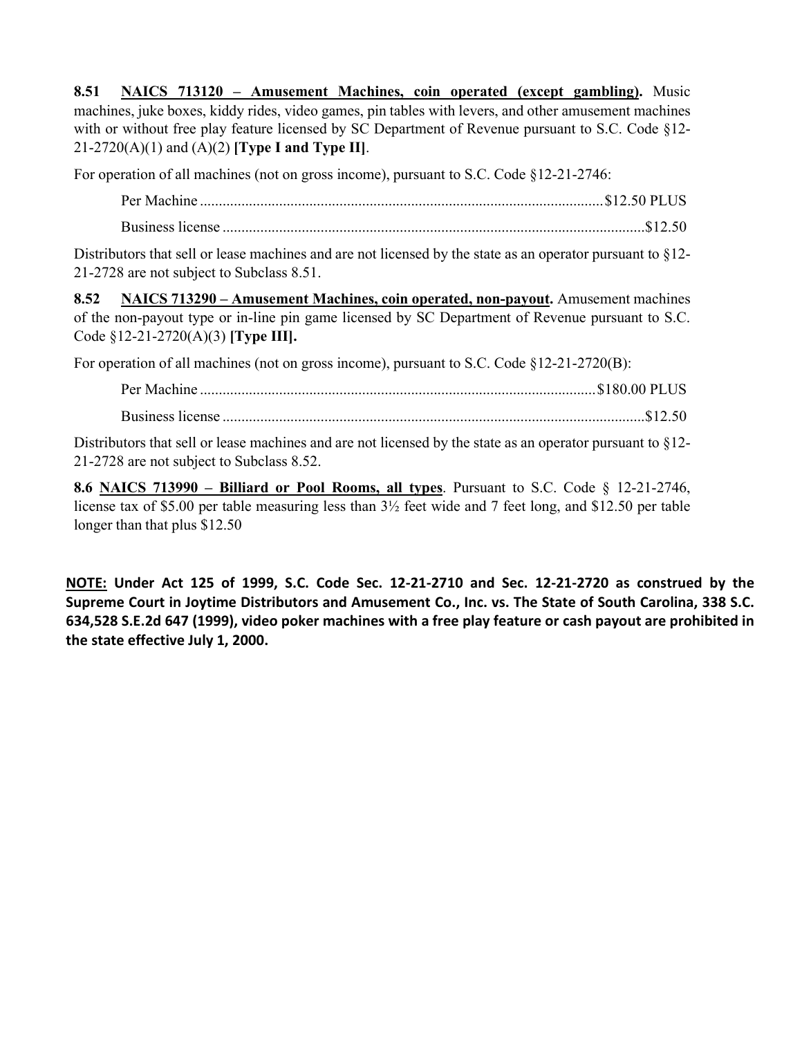**8.51 <u>NAICS 713120 – Amusement Machines, coin operated (except gambling)</u>.** Music machines, juke boxes, kiddy rides, video games, pin tables with levers, and other amusement machines with or without free play feature licensed by SC Department of Revenue pursuant to S.C. Code §12-21-2720(A)(1) and (A)(2) **[Type I and Type II]**.

For operation of all machines (not on gross income), pursuant to S.C. Code §12-21-2746:

Per Machine ........................................................................................................$12.50 PLUS

Business license ...............................................................................................................$12.50

Distributors that sell or lease machines and are not licensed by the state as an operator pursuant to §12-21-2728 are not subject to Subclass 8.51.

**8.52 <u>NAICS 713290 – Amusement Machines, coin operated, non-payout</u>.** Amusement machines of the non-payout type or in-line pin game licensed by SC Department of Revenue pursuant to S.C. Code §12-21-2720(A)(3) **[Type III].**

For operation of all machines (not on gross income), pursuant to S.C. Code §12-21-2720(B):

Per Machine .......................................................................................................$180.00 PLUS

Business license ...............................................................................................................$12.50

Distributors that sell or lease machines and are not licensed by the state as an operator pursuant to §12-21-2728 are not subject to Subclass 8.52.

**8.6 <u>NAICS 713990 – Billiard or Pool Rooms, all types</u>**. Pursuant to S.C. Code § 12-21-2746, license tax of $5.00 per table measuring less than 3½ feet wide and 7 feet long, and $12.50 per table longer than that plus $12.50

**<u>NOTE:</u> Under Act 125 of 1999, S.C. Code Sec. 12-21-2710 and Sec. 12-21-2720 as construed by the Supreme Court in Joytime Distributors and Amusement Co., Inc. vs. The State of South Carolina, 338 S.C. 634,528 S.E.2d 647 (1999), video poker machines with a free play feature or cash payout are prohibited in the state effective July 1, 2000.**